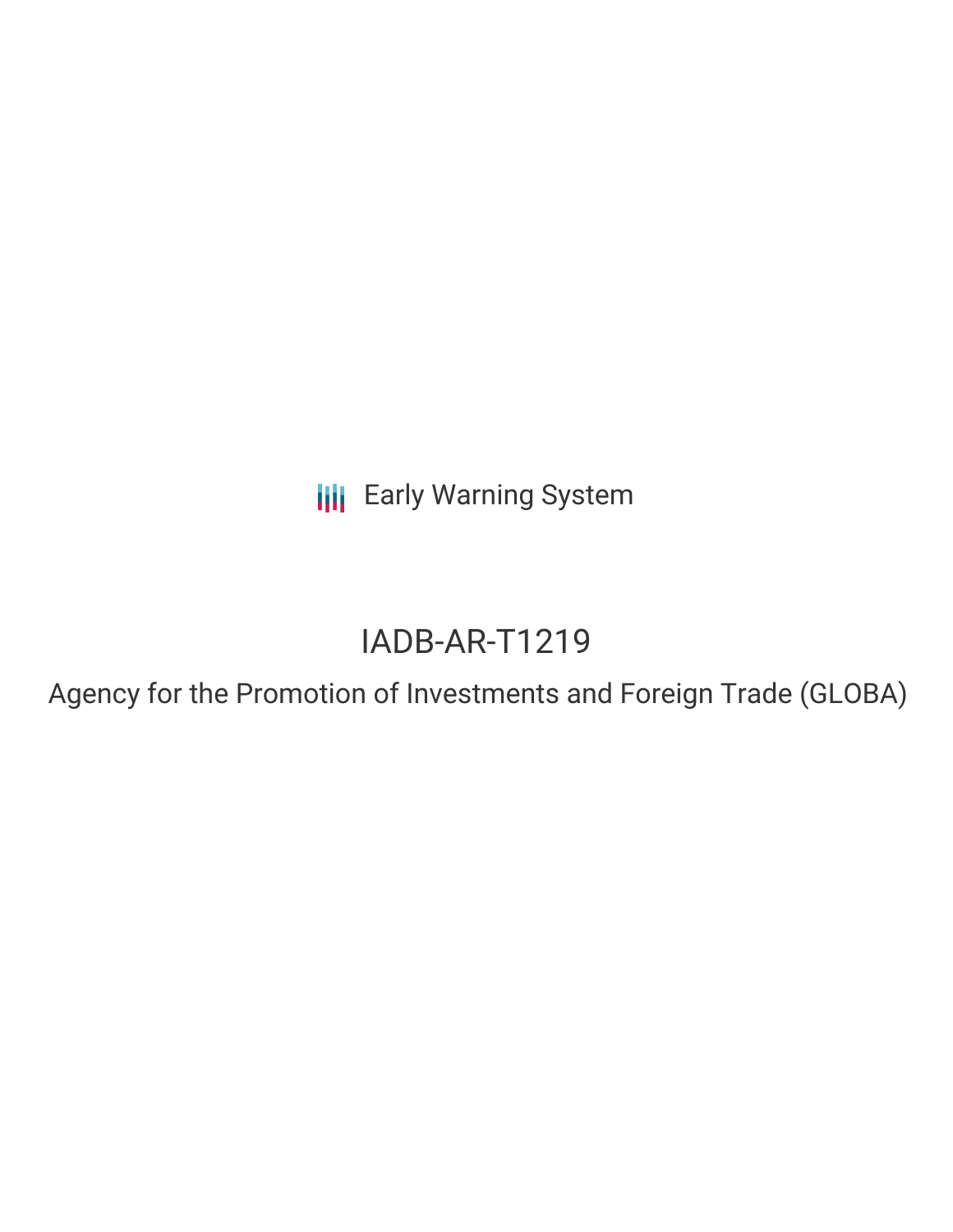Early Warning System

# IADB-AR-T1219

## Agency for the Promotion of Investments and Foreign Trade (GLOBA)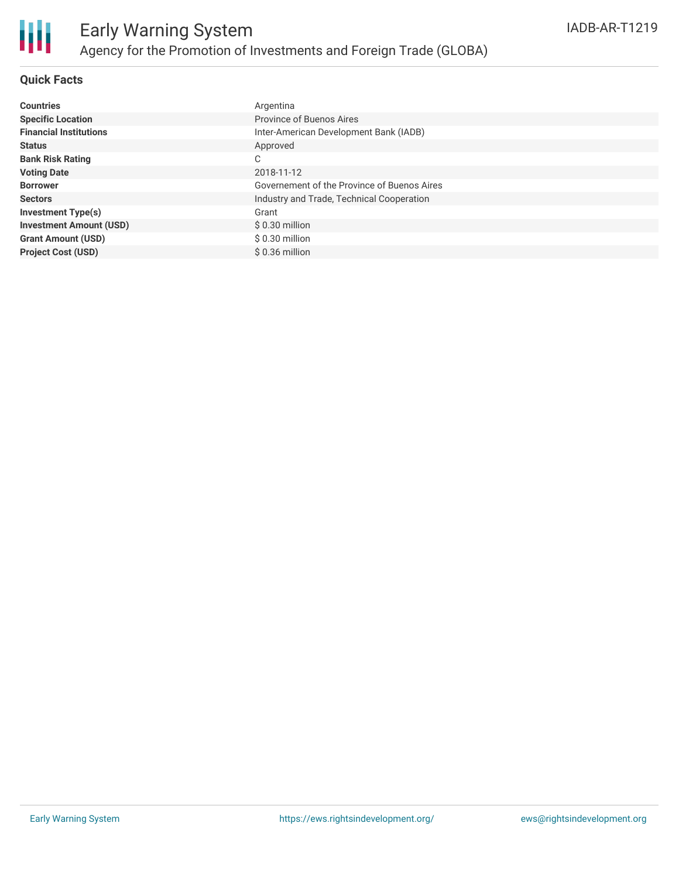# Early Warning System

## Agency for the Promotion of Investments and Foreign Trade (GLOBA)

IADB-AR-T1219

### Quick Facts

| | |
|---|---|
| **Countries** | Argentina |
| **Specific Location** | Province of Buenos Aires |
| **Financial Institutions** | Inter-American Development Bank (IADB) |
| **Status** | Approved |
| **Bank Risk Rating** | C |
| **Voting Date** | 2018-11-12 |
| **Borrower** | Governement of the Province of Buenos Aires |
| **Sectors** | Industry and Trade, Technical Cooperation |
| **Investment Type(s)** | Grant |
| **Investment Amount (USD)** | $ 0.30 million |
| **Grant Amount (USD)** | $ 0.30 million |
| **Project Cost (USD)** | $ 0.36 million |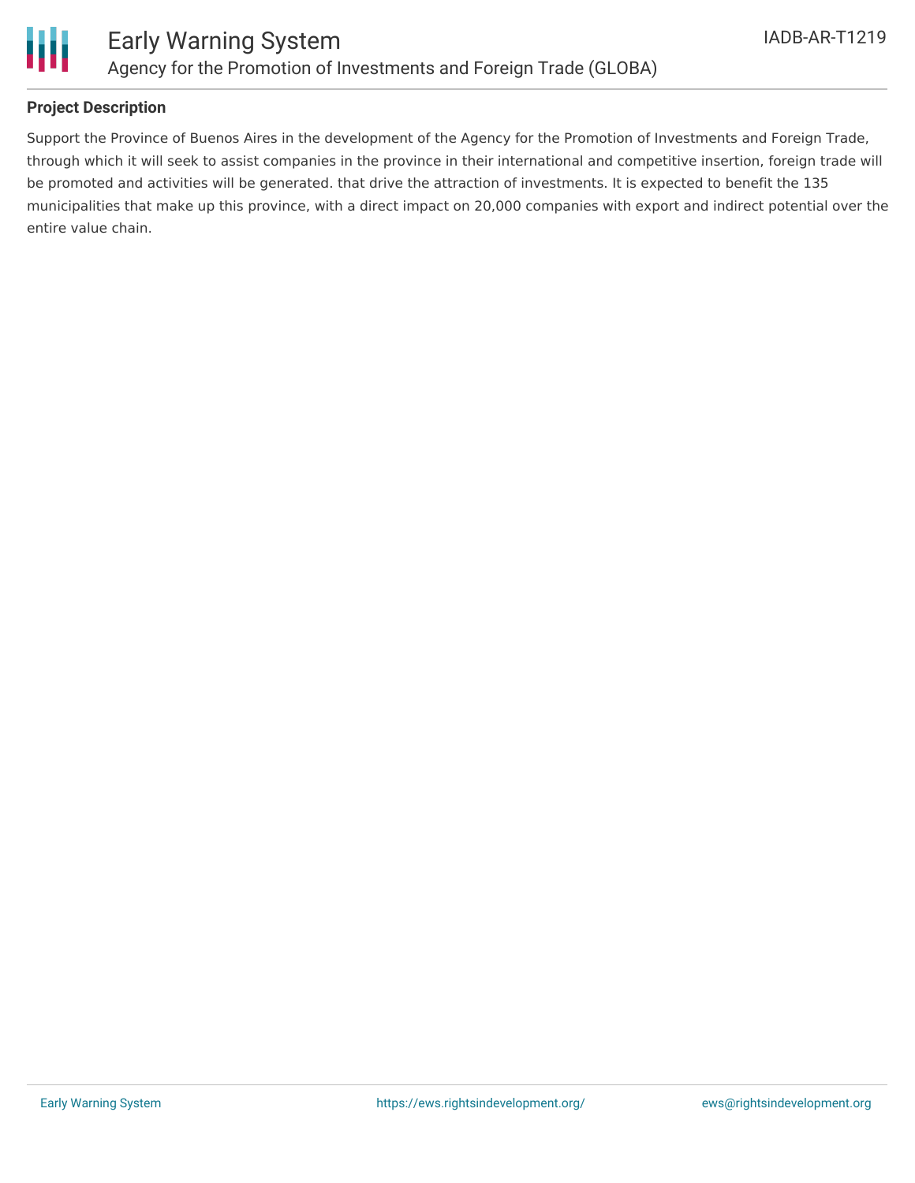## Project Description

Support the Province of Buenos Aires in the development of the Agency for the Promotion of Investments and Foreign Trade, through which it will seek to assist companies in the province in their international and competitive insertion, foreign trade will be promoted and activities will be generated. that drive the attraction of investments. It is expected to benefit the 135 municipalities that make up this province, with a direct impact on 20,000 companies with export and indirect potential over the entire value chain.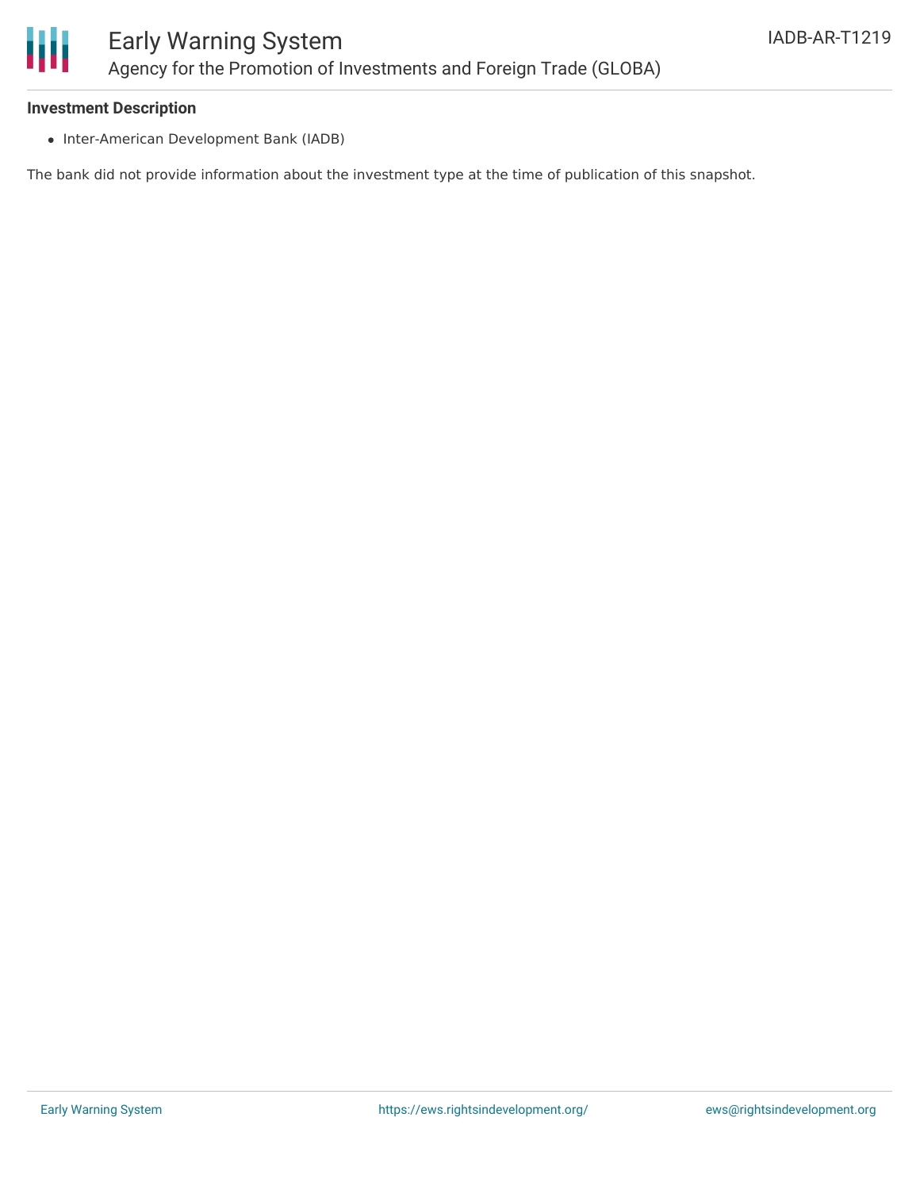### Investment Description

- Inter-American Development Bank (IADB)

The bank did not provide information about the investment type at the time of publication of this snapshot.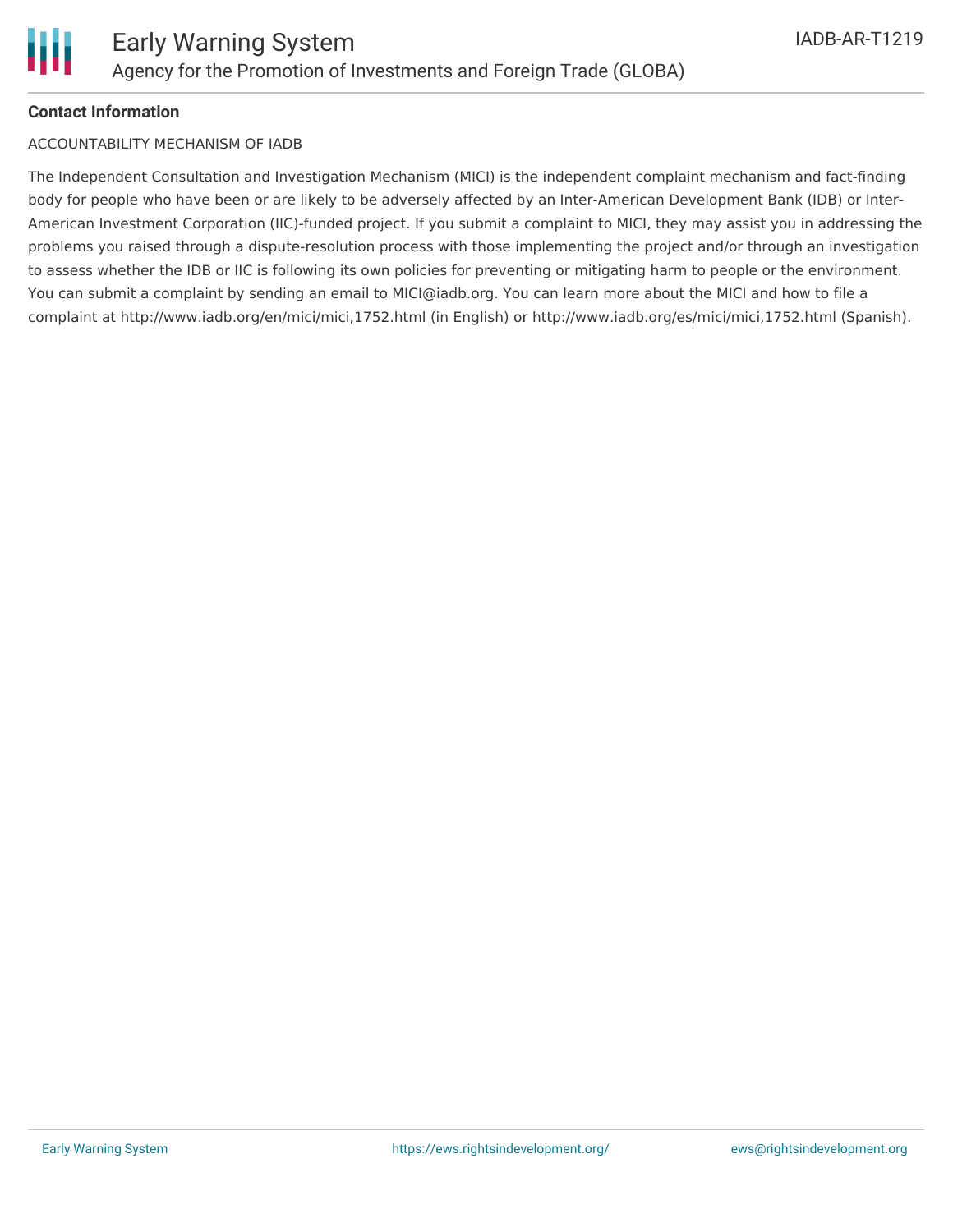**Contact Information**

ACCOUNTABILITY MECHANISM OF IADB

The Independent Consultation and Investigation Mechanism (MICI) is the independent complaint mechanism and fact-finding body for people who have been or are likely to be adversely affected by an Inter-American Development Bank (IDB) or Inter-American Investment Corporation (IIC)-funded project. If you submit a complaint to MICI, they may assist you in addressing the problems you raised through a dispute-resolution process with those implementing the project and/or through an investigation to assess whether the IDB or IIC is following its own policies for preventing or mitigating harm to people or the environment. You can submit a complaint by sending an email to MICI@iadb.org. You can learn more about the MICI and how to file a complaint at http://www.iadb.org/en/mici/mici,1752.html (in English) or http://www.iadb.org/es/mici/mici,1752.html (Spanish).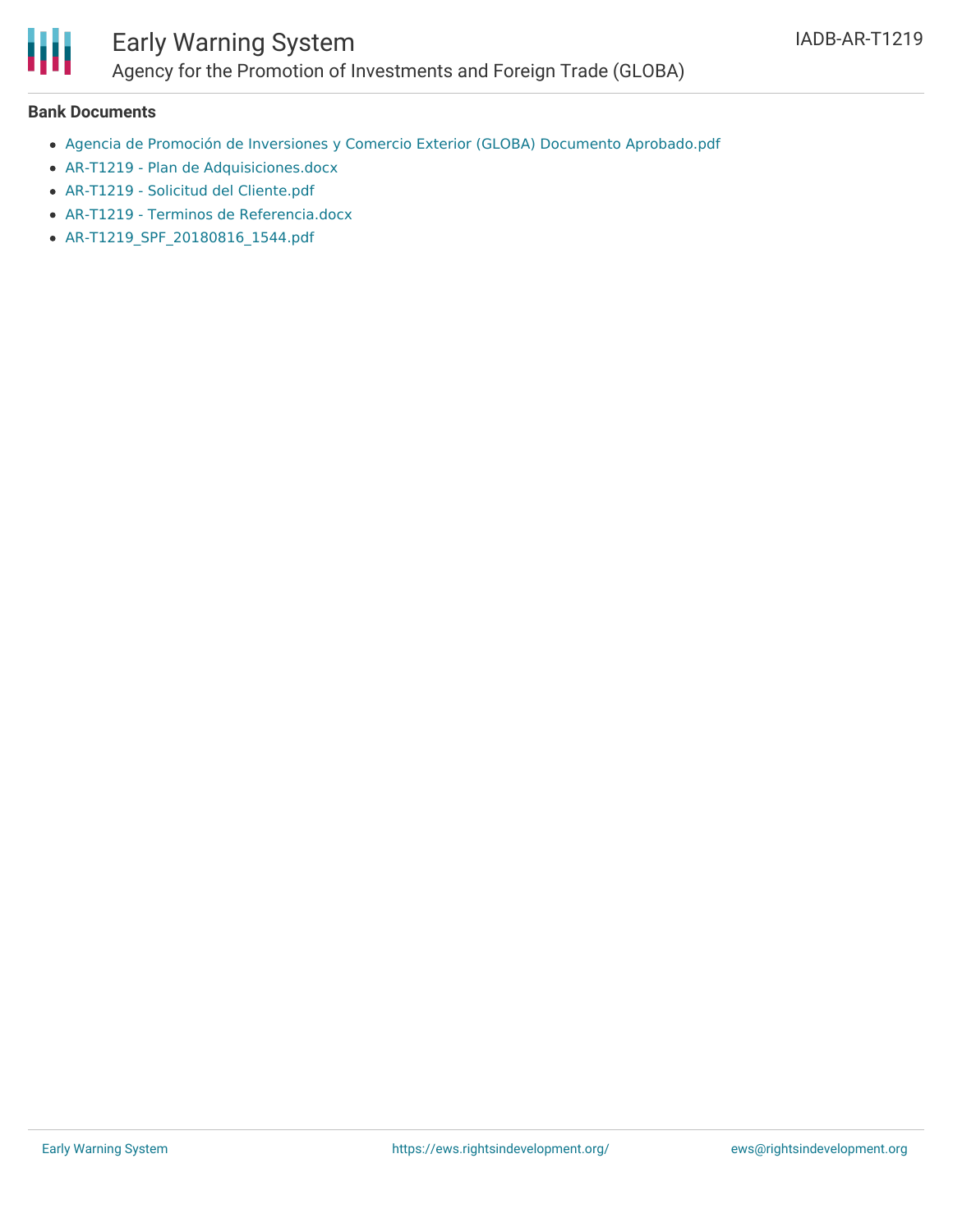**Bank Documents**

- Agencia de Promoción de Inversiones y Comercio Exterior (GLOBA) Documento Aprobado.pdf
- AR-T1219 - Plan de Adquisiciones.docx
- AR-T1219 - Solicitud del Cliente.pdf
- AR-T1219 - Terminos de Referencia.docx
- AR-T1219_SPF_20180816_1544.pdf